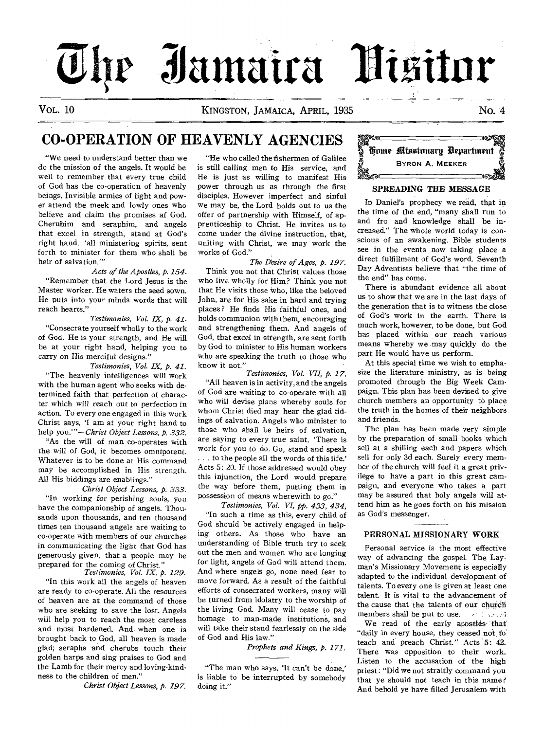# The Jamaica Visitor

VOL. 10 — KINGSTON, JAMAICA, APRIL, 1935 — No. 4

## CO-OPERATION OF HEAVENLY AGENCIES

"We need to understand better than we do the mission of the angels. It would be well to remember that every true child of God has the co-operation of heavenly beings. Invisible armies of light and power attend the meek and lowly ones who believe and claim the promises af God. Cherubim and seraphim, and angels that excel in strength, stand at God's right hand, 'all ministering spirits, sent forth to minister for them who shall be heir of salvation.'"

*Acts of the Apostles, p. 154.*

"Remember that the Lord Jesus is the Master worker. He waters the seed sown. He puts into your minds words that will reach hearts."

*Testimonies, Vol. IX, p. 41.*

"Consecrate yourself wholly to the work of God. He is your strength, and He will be at your right hand, helping you to carry on His merciful designs."

*Testimonies, Vol. IX, p. 41.*

"The heavenly intelligences will work with the human agent who seeks with determined faith that perfection of character which will reach out to perfection in action. To every one engaged in this work Christ says, 'I am at your right hand to help you.'"—*Christ Object Lessons, p. 332.*

"As the will of man co-operates with the will of God, it becomes omnipotent. Whatever is to be done at His command may be accomplished in His strength. All His biddings are enablings."

*Christ Object Lessons, p. 333.*

"In working for perishing souls, you have the companionship of angels. Thousands upon thousands, and ten thousand times ten thousand angels are waiting to co-operate with members of our churches in communicating the light that God has generously given, that a people may be prepared for the coming of Christ."

*Testimonies, Vol. IX, p. 129.*

"In this work all the angels of heaven are ready to co-operate. All the resources of heaven are at the command of those who are seeking to save the lost. Angels will help you to reach the most careless and most hardened. And when one is brought back to God, all heaven is made glad; seraphs and cherubs touch their golden harps and sing praises to God and the Lamb for their mercy and loving-kindness to the children of men."

*Christ Object Lessons, p. 197.*

"He who called the fishermen of Galilee is still calling men to His service, and He is just as willing to manifest His power through us as through the first disciples. However imperfect and sinful we may be, the Lord holds out to us the offer of partnership with Himself, of apprenticeship to Christ. He invites us to come under the divine instruction, that, uniting with Christ, we may work the works of God."

*The Desire of Ages, p. 197.*

Think you not that Christ values those who live wholly for Him? Think you not that He visits those who, like the beloved John, are for His sake in hard and trying places? He finds His faithful ones, and holds communion with them, encouraging and strengthening them. And angels of God, that excel in strength, are sent forth by God to minister to His human workers who are speaking the truth to those who know it not."

*Testimonies, Vol. VII, p. 17.*

"All heaven is in activity, and the angels of God are waiting to co-operate with all who will devise plans whereby souls for whom Christ died may hear the glad tidings of salvation. Angels who minister to those who shall be heirs of salvation, are saying to every true saint, 'There is work for you to do. Go, stand and speak . . . to the people all the words of this life.' Acts 5: 20. If those addressed would obey this injunction, the Lord would prepare the way before them, putting them in possession of means wherewith to go."

*Testimonies, Vol. VI, pp. 433, 434.*

"In such a time as this, every child of God should be actively engaged in helping others. As those who have an understanding of Bible truth try to seek out the men and women who are longing for light, angels of God will attend them. And where angels go, none need fear to move forward. As a result of the faithful efforts of consecrated workers, many will be turned from idolatry to the worship of the living God. Many will cease to pay homage to man-made institutions, and will take their stand fearlessly on the side of God and His law."

*Prophets and Kings, p. 171.*

"The man who says, 'It can't be done,' is liable to be interrupted by somebody doing it."

## Home Missionary Department

BYRON A. MEEKER

### SPREADING THE MESSAGE

In Daniel's prophecy we read, that in the time of the end, "many shall run to and fro and knowledge shall be increased." The whole world today is conscious of an awakening. Bible students see in the events now taking place a direct fulfillment of God's word. Seventh Day Adventists believe that "the time of the end" has come.

There is abundant evidence all about us to show that we are in the last days of the generation that is to witness the close of God's work in the earth. There is much work, however, to be done, but God has placed within our reach various means whereby we may quickly do the part He would have us perform.

At this special time we wish to emphasize the literature ministry, as is being promoted through the Big Week Campaign. This plan has been devised to give church members an opportunity to place the truth in the homes of their neighbors and friends.

The plan has been made very simple by the preparation of small books which sell at a shilling each and papers which sell for only 3d each. Surely every member of the church will feel it a great privilege to have a part in this great campaign, and everyone who takes a part may be assured that holy angels will attend him as he goes forth on his mission as God's messenger.

### PERSONAL MISSIONARY WORK

Personal service is the most effective way of advancing the gospel. The Layman's Missionary Movement is especially adapted to the individual development of talents. To every one is given at least one talent. It is vital to the advancement of the cause that the talents of our church members shall be put to use.

We read of the early apostles that "daily in every house, they ceased not to teach and preach Christ." Acts 5: 42. There was opposition to their work. Listen to the accusation of the high priest: "Did we not straitly command you that ye should not teach in this name? And behold ye have filled Jerusalem with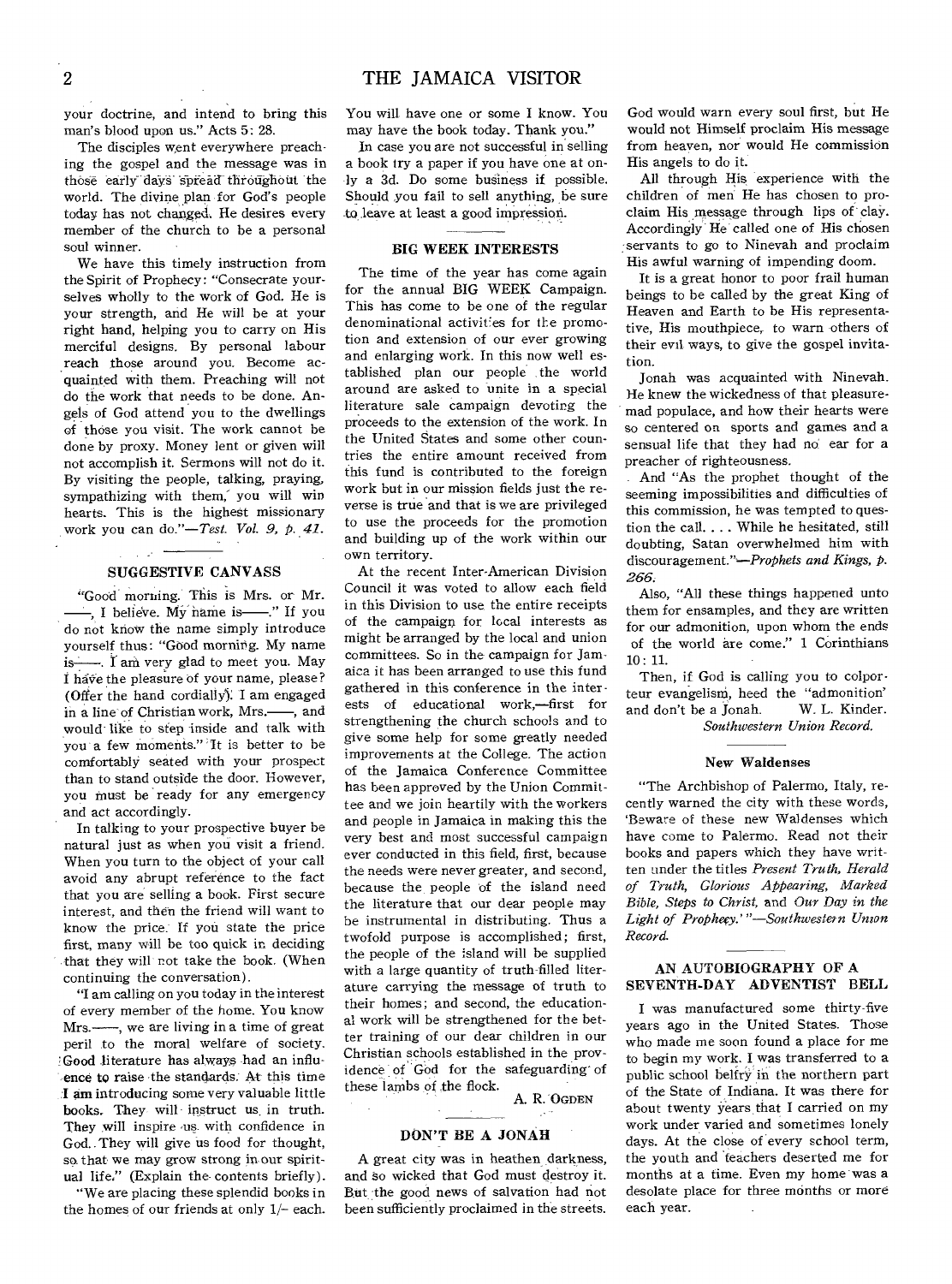your doctrine, and intend to bring this man's blood upon us." Acts 5: 28.

The disciples went everywhere preaching the gospel and the message was in those early days spread throughout the world. The divine plan for God's people today has not changed. He desires every member of the church to be a personal soul winner.

We have this timely instruction from the Spirit of Prophecy: "Consecrate yourselves wholly to the work of God. He is your strength, and He will be at your right hand, helping you to carry on His merciful designs. By personal labour reach those around you. Become acquainted with them. Preaching will not do the work that needs to be done. Angels of God attend you to the dwellings of those you visit. The work cannot be done by proxy. Money lent or given will not accomplish it. Sermons will not do it. By visiting the people, talking, praying, sympathizing with them, you will win hearts. This is the highest missionary work you can do."—*Test. Vol. 9, p. 41.*

## SUGGESTIVE CANVASS

"Good morning. This is Mrs. or Mr. ——, I believe. My name is——." If you do not know the name simply introduce yourself thus: "Good morning. My name is——. I am very glad to meet you. May I have the pleasure of your name, please? (Offer the hand cordially). I am engaged in a line of Christian work, Mrs.——, and would like to step inside and talk with you a few moments." It is better to be comfortably seated with your prospect than to stand outside the door. However, you must be ready for any emergency and act accordingly.

In talking to your prospective buyer be natural just as when you visit a friend. When you turn to the object of your call avoid any abrupt reference to the fact that you are selling a book. First secure interest, and then the friend will want to know the price. If you state the price first, many will be too quick in deciding that they will not take the book. (When continuing the conversation).

"I am calling on you today in the interest of every member of the home. You know Mrs.——, we are living in a time of great peril to the moral welfare of society. Good literature has always had an influence to raise the standards. At this time I am introducing some very valuable little books. They will instruct us in truth. They will inspire us with confidence in God. They will give us food for thought, so that we may grow strong in our spiritual life." (Explain the contents briefly).

"We are placing these splendid books in the homes of our friends at only 1/- each. You will have one or some I know. You may have the book today. Thank you."

In case you are not successful in selling a book try a paper if you have one at only a 3d. Do some business if possible. Should you fail to sell anything, be sure to leave at least a good impression.

## BIG WEEK INTERESTS

The time of the year has come again for the annual BIG WEEK Campaign. This has come to be one of the regular denominational activities for the promotion and extension of our ever growing and enlarging work. In this now well established plan our people the world around are asked to unite in a special literature sale campaign devoting the proceeds to the extension of the work. In the United States and some other countries the entire amount received from this fund is contributed to the foreign work but in our mission fields just the reverse is true and that is we are privileged to use the proceeds for the promotion and building up of the work within our own territory.

At the recent Inter-American Division Council it was voted to allow each field in this Division to use the entire receipts of the campaign for local interests as might be arranged by the local and union committees. So in the campaign for Jamaica it has been arranged to use this fund gathered in this conference in the interests of educational work,—first for strengthening the church schools and to give some help for some greatly needed improvements at the College. The action of the Jamaica Conference Committee has been approved by the Union Committee and we join heartily with the workers and people in Jamaica in making this the very best and most successful campaign ever conducted in this field, first, because the needs were never greater, and second, because the people of the island need the literature that our dear people may be instrumental in distributing. Thus a twofold purpose is accomplished; first, the people of the island will be supplied with a large quantity of truth-filled literature carrying the message of truth to their homes; and second, the educational work will be strengthened for the better training of our dear children in our Christian schools established in the providence of God for the safeguarding of these lambs of the flock.

A. R. OGDEN

## DON'T BE A JONAH

A great city was in heathen darkness, and so wicked that God must destroy it. But the good news of salvation had not been sufficiently proclaimed in the streets. God would warn every soul first, but He would not Himself proclaim His message from heaven, nor would He commission His angels to do it.

All through His experience with the children of men He has chosen to proclaim His message through lips of clay. Accordingly He called one of His chosen servants to go to Ninevah and proclaim His awful warning of impending doom.

It is a great honor to poor frail human beings to be called by the great King of Heaven and Earth to be His representative, His mouthpiece, to warn others of their evil ways, to give the gospel invitation.

Jonah was acquainted with Ninevah. He knew the wickedness of that pleasure-mad populace, and how their hearts were so centered on sports and games and a sensual life that they had no ear for a preacher of righteousness.

And "As the prophet thought of the seeming impossibilities and difficulties of this commission, he was tempted to question the call. . . . While he hesitated, still doubting, Satan overwhelmed him with discouragement."—*Prophets and Kings, p. 266.*

Also, "All these things happened unto them for ensamples, and they are written for our admonition, upon whom the ends of the world are come." 1 Corinthians 10: 11.

Then, if God is calling you to colporteur evangelism, heed the "admonition" and don't be a Jonah. W. L. Kinder.

*Southwestern Union Record.*

### New Waldenses

"The Archbishop of Palermo, Italy, recently warned the city with these words, 'Beware of these new Waldenses which have come to Palermo. Read not their books and papers which they have written under the titles *Present Truth, Herald of Truth, Glorious Appearing, Marked Bible, Steps to Christ,* and *Our Day in the Light of Prophecy.*' "—*Southwestern Union Record.*

## AN AUTOBIOGRAPHY OF A SEVENTH-DAY ADVENTIST BELL

I was manufactured some thirty-five years ago in the United States. Those who made me soon found a place for me to begin my work. I was transferred to a public school belfry in the northern part of the State of Indiana. It was there for about twenty years that I carried on my work under varied and sometimes lonely days. At the close of every school term, the youth and teachers deserted me for months at a time. Even my home was a desolate place for three months or more each year.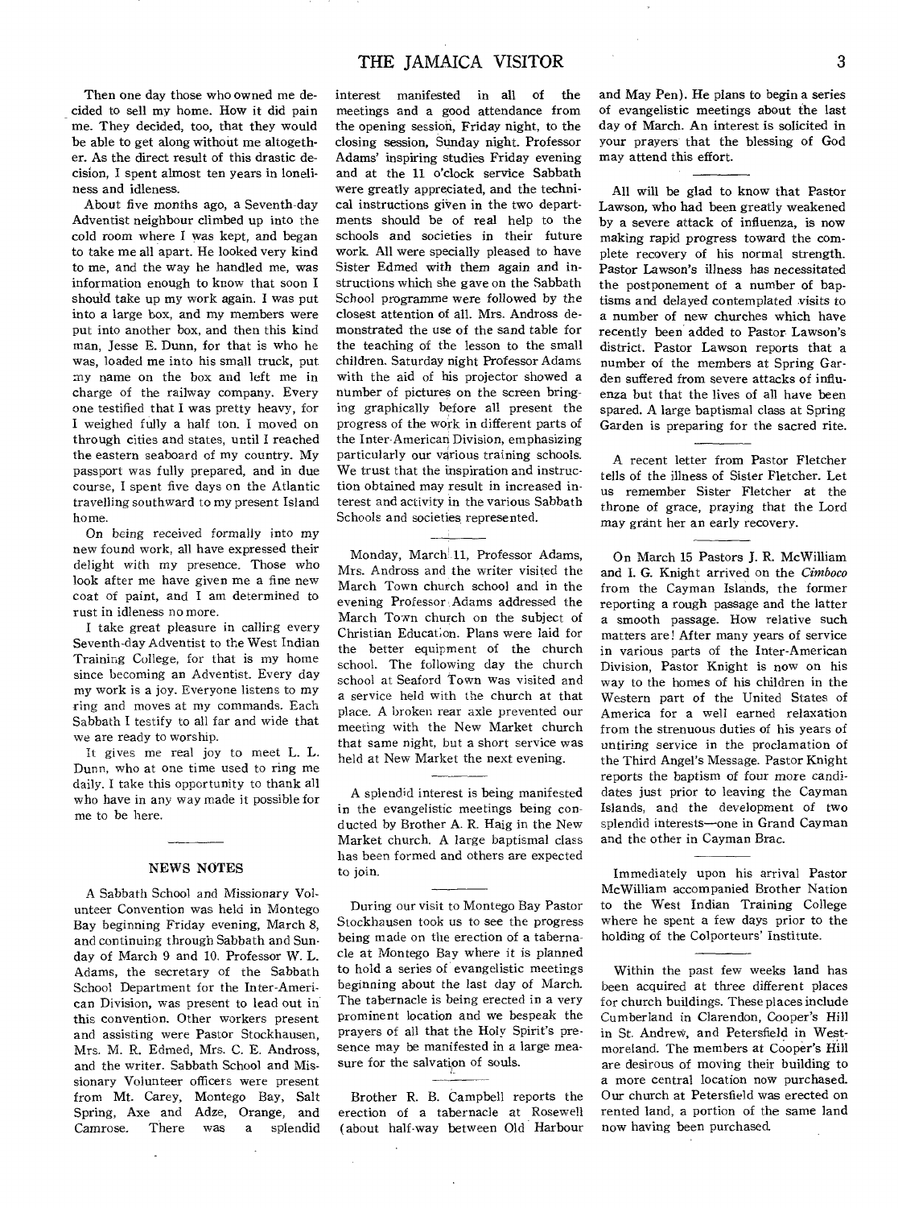Then one day those who owned me decided to sell my home. How it did pain me. They decided, too, that they would be able to get along without me altogether. As the direct result of this drastic decision, I spent almost ten years in loneliness and idleness.

About five months ago, a Seventh-day Adventist neighbour climbed up into the cold room where I was kept, and began to take me all apart. He looked very kind to me, and the way he handled me, was information enough to know that soon I should take up my work again. I was put into a large box, and my members were put into another box, and then this kind man, Jesse E. Dunn, for that is who he was, loaded me into his small truck, put my name on the box and left me in charge of the railway company. Every one testified that I was pretty heavy, for I weighed fully a half ton. I moved on through cities and states, until I reached the eastern seaboard of my country. My passport was fully prepared, and in due course, I spent five days on the Atlantic travelling southward to my present Island home.

On being received formally into my new found work, all have expressed their delight with my presence. Those who look after me have given me a fine new coat of paint, and I am determined to rust in idleness no more.

I take great pleasure in calling every Seventh-day Adventist to the West Indian Training College, for that is my home since becoming an Adventist. Every day my work is a joy. Everyone listens to my ring and moves at my commands. Each Sabbath I testify to all far and wide that we are ready to worship.

It gives me real joy to meet L. L. Dunn, who at one time used to ring me daily. I take this opportunity to thank all who have in any way made it possible for me to be here.

## NEWS NOTES

A Sabbath School and Missionary Volunteer Convention was held in Montego Bay beginning Friday evening, March 8, and continuing through Sabbath and Sunday of March 9 and 10. Professor W. L. Adams, the secretary of the Sabbath School Department for the Inter-American Division, was present to lead out in this convention. Other workers present and assisting were Pastor Stockhausen, Mrs. M. R. Edmed, Mrs. C. E. Andross, and the writer. Sabbath School and Missionary Volunteer officers were present from Mt. Carey, Montego Bay, Salt Spring, Axe and Adze, Orange, and Camrose. There was a splendid interest manifested in all of the meetings and a good attendance from the opening session, Friday night, to the closing session, Sunday night. Professor Adams' inspiring studies Friday evening and at the 11 o'clock service Sabbath were greatly appreciated, and the technical instructions given in the two departments should be of real help to the schools and societies in their future work. All were specially pleased to have Sister Edmed with them again and instructions which she gave on the Sabbath School programme were followed by the closest attention of all. Mrs. Andross demonstrated the use of the sand table for the teaching of the lesson to the small children. Saturday night Professor Adams with the aid of his projector showed a number of pictures on the screen bringing graphically before all present the progress of the work in different parts of the Inter-American Division, emphasizing particularly our various training schools. We trust that the inspiration and instruction obtained may result in increased interest and activity in the various Sabbath Schools and societies represented.

Monday, March 11, Professor Adams, Mrs. Andross and the writer visited the March Town church school and in the evening Professor Adams addressed the March Town church on the subject of Christian Education. Plans were laid for the better equipment of the church school. The following day the church school at Seaford Town was visited and a service held with the church at that place. A broken rear axle prevented our meeting with the New Market church that same night, but a short service was held at New Market the next evening.

A splendid interest is being manifested in the evangelistic meetings being conducted by Brother A. R. Haig in the New Market church. A large baptismal class has been formed and others are expected to join.

During our visit to Montego Bay Pastor Stockhausen took us to see the progress being made on the erection of a tabernacle at Montego Bay where it is planned to hold a series of evangelistic meetings beginning about the last day of March. The tabernacle is being erected in a very prominent location and we bespeak the prayers of all that the Holy Spirit's presence may be manifested in a large measure for the salvation of souls.

Brother R. B. Campbell reports the erection of a tabernacle at Rosewell (about half-way between Old Harbour and May Pen). He plans to begin a series of evangelistic meetings about the last day of March. An interest is solicited in your prayers that the blessing of God may attend this effort.

All will be glad to know that Pastor Lawson, who had been greatly weakened by a severe attack of influenza, is now making rapid progress toward the complete recovery of his normal strength. Pastor Lawson's illness has necessitated the postponement of a number of baptisms and delayed contemplated visits to a number of new churches which have recently been added to Pastor Lawson's district. Pastor Lawson reports that a number of the members at Spring Garden suffered from severe attacks of influenza but that the lives of all have been spared. A large baptismal class at Spring Garden is preparing for the sacred rite.

A recent letter from Pastor Fletcher tells of the illness of Sister Fletcher. Let us remember Sister Fletcher at the throne of grace, praying that the Lord may grant her an early recovery.

On March 15 Pastors J. R. McWilliam and I. G. Knight arrived on the *Cimboco* from the Cayman Islands, the former reporting a rough passage and the latter a smooth passage. How relative such matters are! After many years of service in various parts of the Inter-American Division, Pastor Knight is now on his way to the homes of his children in the Western part of the United States of America for a well earned relaxation from the strenuous duties of his years of untiring service in the proclamation of the Third Angel's Message. Pastor Knight reports the baptism of four more candidates just prior to leaving the Cayman Islands, and the development of two splendid interests—one in Grand Cayman and the other in Cayman Brac.

Immediately upon his arrival Pastor McWilliam accompanied Brother Nation to the West Indian Training College where he spent a few days prior to the holding of the Colporteurs' Institute.

Within the past few weeks land has been acquired at three different places for church buildings. These places include Cumberland in Clarendon, Cooper's Hill in St. Andrew, and Petersfield in Westmoreland. The members at Cooper's Hill are desirous of moving their building to a more central location now purchased. Our church at Petersfield was erected on rented land, a portion of the same land now having been purchased.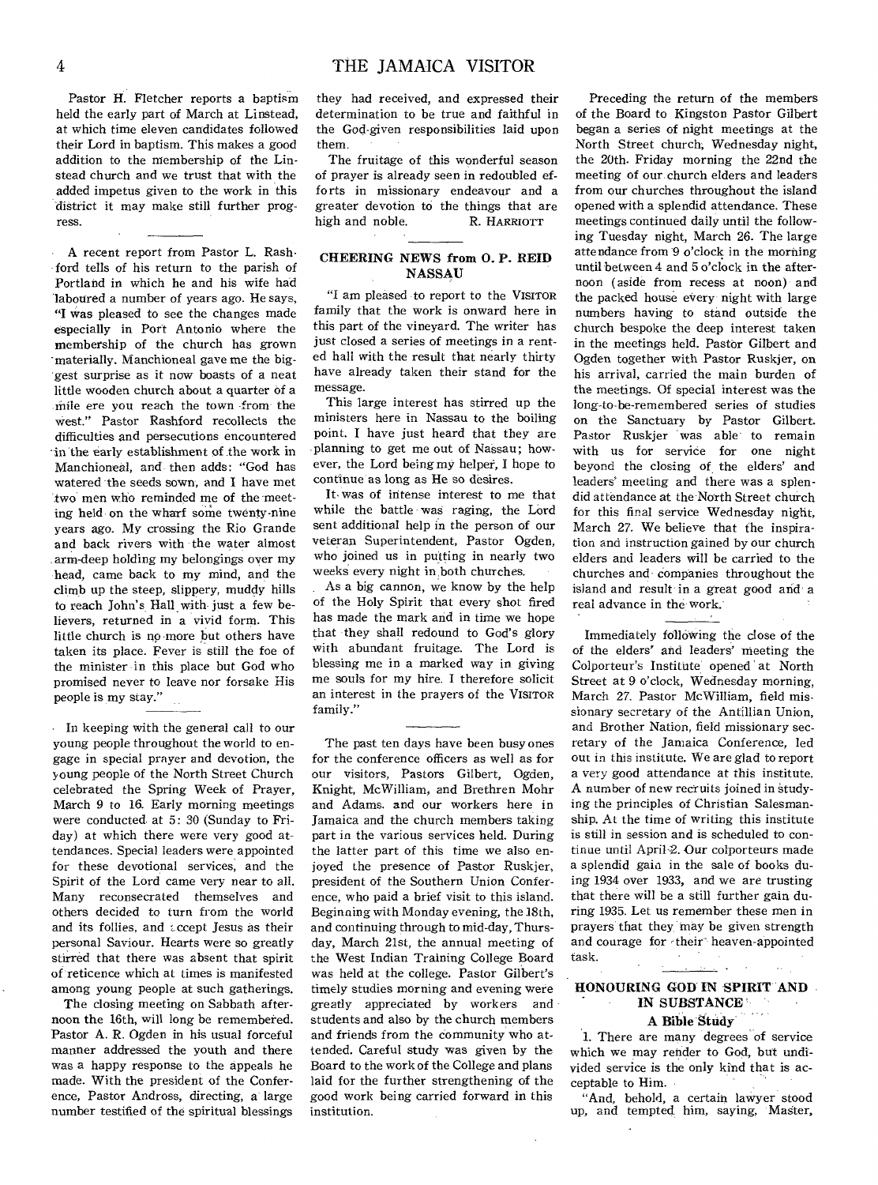Pastor H. Fletcher reports a baptism held the early part of March at Linstead, at which time eleven candidates followed their Lord in baptism. This makes a good addition to the membership of the Linstead church and we trust that with the added impetus given to the work in this district it may make still further progress.

A recent report from Pastor L. Rashford tells of his return to the parish of Portland in which he and his wife had laboured a number of years ago. He says, "I was pleased to see the changes made especially in Port Antonio where the membership of the church has grown materially. Manchioneal gave me the biggest surprise as it now boasts of a neat little wooden church about a quarter of a mile ere you reach the town from the west." Pastor Rashford recollects the difficulties and persecutions encountered in the early establishment of the work in Manchioneal, and then adds: "God has watered the seeds sown, and I have met two men who reminded me of the meeting held on the wharf some twenty-nine years ago. My crossing the Rio Grande and back rivers with the water almost arm-deep holding my belongings over my head, came back to my mind, and the climb up the steep, slippery, muddy hills to reach John's Hall with just a few believers, returned in a vivid form. This little church is no more but others have taken its place. Fever is still the foe of the minister in this place but God who promised never to leave nor forsake His people is my stay."

In keeping with the general call to our young people throughout the world to engage in special prayer and devotion, the young people of the North Street Church celebrated the Spring Week of Prayer, March 9 to 16. Early morning meetings were conducted at 5: 30 (Sunday to Friday) at which there were very good attendances. Special leaders were appointed for these devotional services, and the Spirit of the Lord came very near to all. Many reconsecrated themselves and others decided to turn from the world and its follies, and accept Jesus as their personal Saviour. Hearts were so greatly stirred that there was absent that spirit of reticence which at times is manifested among young people at such gatherings.

The closing meeting on Sabbath afternoon the 16th, will long be remembered. Pastor A. R. Ogden in his usual forceful manner addressed the youth and there was a happy response to the appeals he made. With the president of the Conference, Pastor Andross, directing, a large number testified of the spiritual blessings they had received, and expressed their determination to be true and faithful in the God-given responsibilities laid upon them.

The fruitage of this wonderful season of prayer is already seen in redoubled efforts in missionary endeavour and a greater devotion to the things that are high and noble. R. HARRIOTT

### CHEERING NEWS from O. P. REID NASSAU

"I am pleased to report to the VISITOR family that the work is onward here in this part of the vineyard. The writer has just closed a series of meetings in a rented hall with the result that nearly thirty have already taken their stand for the message.

This large interest has stirred up the ministers here in Nassau to the boiling point. I have just heard that they are planning to get me out of Nassau; however, the Lord being my helper, I hope to continue as long as He so desires.

It was of intense interest to me that while the battle was raging, the Lord sent additional help in the person of our veteran Superintendent, Pastor Ogden, who joined us in putting in nearly two weeks every night in both churches.

As a big cannon, we know by the help of the Holy Spirit that every shot fired has made the mark and in time we hope that they shall redound to God's glory with abundant fruitage. The Lord is blessing me in a marked way in giving me souls for my hire. I therefore solicit an interest in the prayers of the VISITOR family."

The past ten days have been busy ones for the conference officers as well as for our visitors, Pastors Gilbert, Ogden, Knight, McWilliam, and Brethren Mohr and Adams. and our workers here in Jamaica and the church members taking part in the various services held. During the latter part of this time we also enjoyed the presence of Pastor Ruskjer, president of the Southern Union Conference, who paid a brief visit to this island. Beginning with Monday evening, the 18th, and continuing through to mid-day, Thursday, March 21st, the annual meeting of the West Indian Training College Board was held at the college. Pastor Gilbert's timely studies morning and evening were greatly appreciated by workers and students and also by the church members and friends from the community who attended. Careful study was given by the Board to the work of the College and plans laid for the further strengthening of the good work being carried forward in this institution.

Preceding the return of the members of the Board to Kingston Pastor Gilbert began a series of night meetings at the North Street church, Wednesday night, the 20th. Friday morning the 22nd the meeting of our church elders and leaders from our churches throughout the island opened with a splendid attendance. These meetings continued daily until the following Tuesday night, March 26. The large attendance from 9 o'clock in the morning until between 4 and 5 o'clock in the afternoon (aside from recess at noon) and the packed house every night with large numbers having to stand outside the church bespoke the deep interest taken in the meetings held. Pastor Gilbert and Ogden together with Pastor Ruskjer, on his arrival, carried the main burden of the meetings. Of special interest was the long-to-be-remembered series of studies on the Sanctuary by Pastor Gilbert. Pastor Ruskjer was able to remain with us for service for one night beyond the closing of the elders' and leaders' meeting and there was a splendid attendance at the North Street church for this final service Wednesday night, March 27. We believe that the inspiration and instruction gained by our church elders and leaders will be carried to the churches and companies throughout the island and result in a great good and a real advance in the work.

Immediately following the close of the of the elders' and leaders' meeting the Colporteur's Institute opened at North Street at 9 o'clock, Wednesday morning, March 27. Pastor McWilliam, field missionary secretary of the Antillian Union, and Brother Nation, field missionary secretary of the Jamaica Conference, led out in this institute. We are glad to report a very good attendance at this institute. A number of new recruits joined in studying the principles of Christian Salesmanship. At the time of writing this institute is still in session and is scheduled to continue until April 2. Our colporteurs made a splendid gain in the sale of books during 1934 over 1933, and we are trusting that there will be a still further gain during 1935. Let us remember these men in prayers that they may be given strength and courage for their heaven-appointed task.

### HONOURING GOD IN SPIRIT AND IN SUBSTANCE

#### A Bible Study

1. There are many degrees of service which we may render to God, but undivided service is the only kind that is acceptable to Him.

"And, behold, a certain lawyer stood up, and tempted him, saying, Master,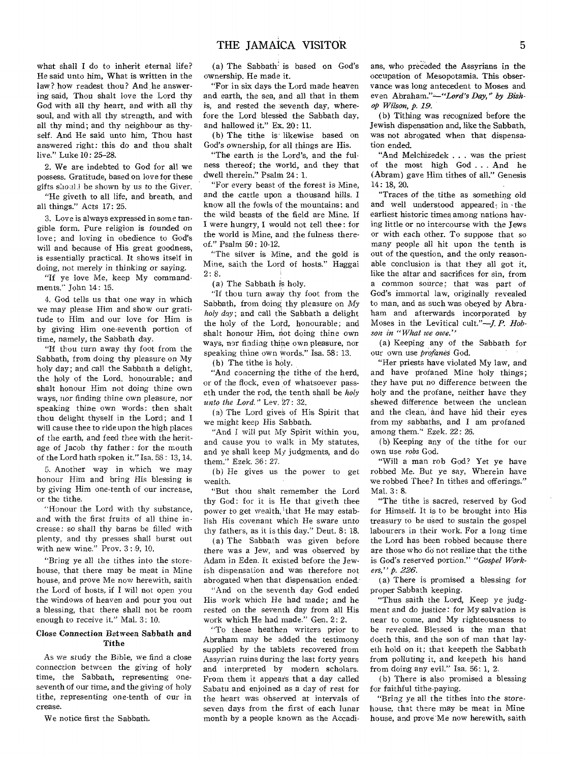what shall I do to inherit eternal life? He said unto him, What is written in the law? how readest thou? And he answering said, Thou shalt love the Lord thy God with all thy heart, and with all thy soul, and with all thy strength, and with all thy mind; and thy neighbour as thyself. And He said unto him, Thou hast answered right: this do and thou shalt live." Luke 10: 25-28.

2. We are indebted to God for all we possess. Gratitude, based on love for these gifts should be shown by us to the Giver.

"He giveth to all life, and breath, and all things." Acts 17: 25.

3. Love is always expressed in some tangible form. Pure religion is founded on love; and loving in obedience to God's will and because of His great goodness, is essentially practical. It shows itself in doing, not merely in thinking or saying.

"If ye love Me, keep My commandments." John 14: 15.

4. God tells us that one way in which we may please Him and show our gratitude to Him and our love for Him is by giving Him one-seventh portion of time, namely, the Sabbath day.

"If thou turn away thy foot from the Sabbath, from doing thy pleasure on My holy day; and call the Sabbath a delight, the holy of the Lord, honourable; and shalt honour Him not doing thine own ways, nor finding thine own pleasure, nor speaking thine own words: then shalt thou delight thyself in the Lord; and I will cause thee to ride upon the high places of the earth, and feed thee with the heritage of Jacob thy father: for the mouth of the Lord hath spoken it." Isa. 58: 13, 14.

5. Another way in which we may honour Him and bring His blessing is by giving Him one-tenth of our increase, or the tithe.

"Honour the Lord with thy substance, and with the first fruits of all thine increase: so shall thy barns be filled with plenty, and thy presses shall burst out with new wine." Prov. 3: 9, 10.

"Bring ye all the tithes into the storehouse, that there may be meat in Mine house, and prove Me now herewith, saith the Lord of hosts, if I will not open you the windows of heaven and pour you out a blessing, that there shall not be room enough to receive it." Mal. 3: 10.

### Close Connection Between Sabbath and Tithe

As we study the Bible, we find a close connection between the giving of holy time, the Sabbath, representing one-seventh of our time, and the giving of holy tithe, representing one-tenth of our increase.

We notice first the Sabbath.

(a) The Sabbath is based on God's ownership. He made it.

"For in six days the Lord made heaven and earth, the sea, and all that in them is, and rested the seventh day, wherefore the Lord blessed the Sabbath day, and hallowed it." Ex. 20: 11.

(b) The tithe is likewise based on God's ownership, for all things are His.

"The earth is the Lord's, and the fulness thereof; the world, and they that dwell therein." Psalm 24: 1.

"For every beast of the forest is Mine, and the cattle upon a thousand hills. I know all the fowls of the mountains: and the wild beasts of the field are Mine. If I were hungry, I would not tell thee: for the world is Mine, and the fulness thereof." Psalm 50: 10-12.

"The silver is Mine, and the gold is Mine, saith the Lord of hosts." Haggai 2: 8.

(a) The Sabbath is holy.

"If thou turn away thy foot from the Sabbath, from doing thy pleasure on *My holy day*; and call the Sabbath a delight the holy of the Lord, honourable; and shalt honour Him, not doing thine own ways, nor finding thine own pleasure, nor speaking thine own words." Isa. 58: 13.

(b) The tithe is holy.

"And concerning the tithe of the herd, or of the flock, even of whatsoever passeth under the rod, the tenth shall be *holy unto the Lord.*" Lev. 27: 32.

(a) The Lord gives of His Spirit that we might keep His Sabbath.

"And I will put My Spirit within you, and cause you to walk in My statutes, and ye shall keep My judgments, and do them." Ezek. 36: 27.

(b) He gives us the power to get wealth.

"But thou shalt remember the Lord thy God: for it is He that giveth thee power to get wealth, that He may establish His covenant which He sware unto thy fathers, as it is this day." Deut. 8: 18.

(a) The Sabbath was given before there was a Jew, and was observed by Adam in Eden. It existed before the Jewish dispensation and was therefore not abrogated when that dispensation ended.

"And on the seventh day God ended His work which He had made; and he rested on the seventh day from all His work which He had made." Gen. 2: 2.

"To these heathen writers prior to Abraham may be added the testimony supplied by the tablets recovered from Assyrian ruins during the last forty years and interpreted by modern scholars. From them it appears that a day called Sabatu and enjoined as a day of rest for the heart was observed at intervals of seven days from the first of each lunar month by a people known as the Accadians, who preceded the Assyrians in the occupation of Mesopotamia. This observance was long antecedent to Moses and even Abraham."—*"Lord's Day," by Bishop Wilson, p. 19.*

(b) Tithing was recognized before the Jewish dispensation and, like the Sabbath, was not abrogated when that dispensation ended.

"And Melchizedek . . . was the priest of the most high God . . . And he (Abram) gave Him tithes of all." Genesis 14: 18, 20.

"Traces of the tithe as something old and well understood appeared in the earliest historic times among nations having little or no intercourse with the Jews or with each other. To suppose that so many people all hit upon the tenth is out of the question, and the only reasonable conclusion is that they all got it, like the altar and sacrifices for sin, from a common source; that was part of God's immortal law, originally revealed to man, and as such was obeyed by Abraham and afterwards incorporated by Moses in the Levitical cult."—*J. P. Hobson in "What we owe."*

(a) Keeping any of the Sabbath for our own use *profanes* God.

"Her priests have violated My law, and have profaned Mine holy things; they have put no difference between the holy and the profane, neither have they shewed difference between the unclean and the clean, and have hid their eyes from my sabbaths, and I am profaned among them." Ezek. 22: 26.

(b) Keeping any of the tithe for our own use *robs* God.

"Will a man rob God? Yet ye have robbed Me. But ye say, Wherein have we robbed Thee? In tithes and offerings." Mal. 3: 8.

"The tithe is sacred, reserved by God for Himself. It is to be brought into His treasury to be used to sustain the gospel labourers in their work. For a long time the Lord has been robbed because there are those who do not realize that the tithe is God's reserved portion." *"Gospel Workers," p. 226.*

(a) There is promised a blessing for proper Sabbath keeping.

"Thus saith the Lord, Keep ye judgment and do justice: for My salvation is near to come, and My righteousness to be revealed. Blessed is the man that doeth this, and the son of man that layeth hold on it; that keepeth the Sabbath from polluting it, and keepeth his hand from doing any evil." Isa. 56: 1, 2.

(b) There is also promised a blessing for faithful tithe-paying.

"Bring ye all the tithes into the storehouse, that there may be meat in Mine house, and prove Me now herewith, saith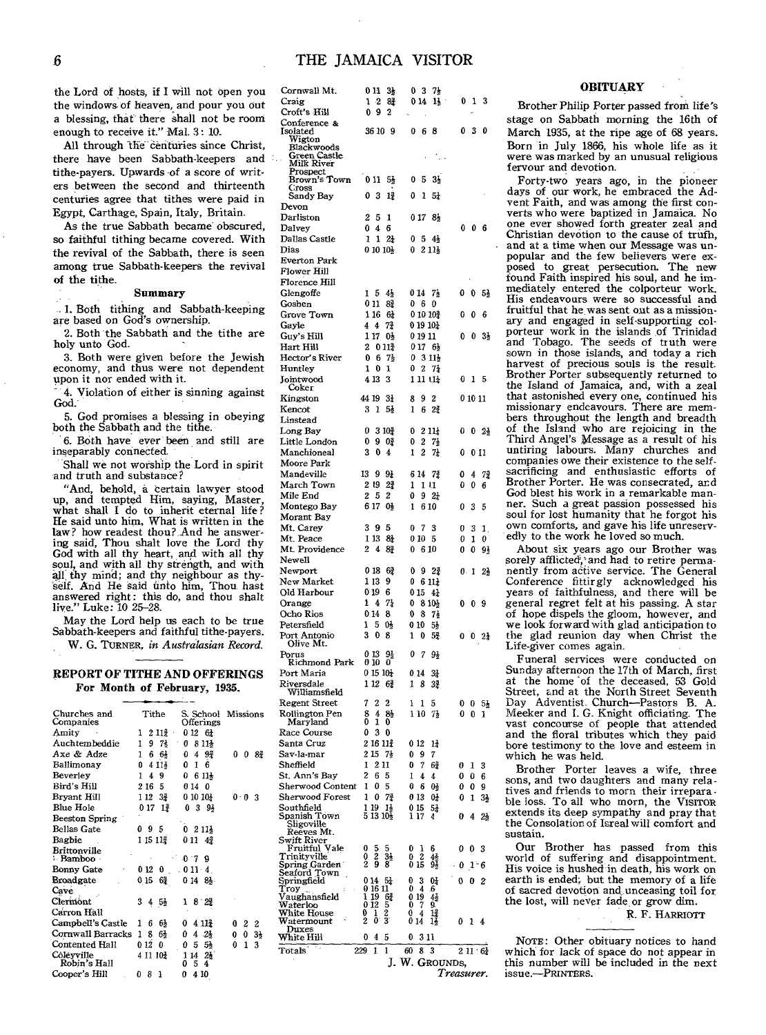the Lord of hosts, if I will not open you the windows of heaven, and pour you out a blessing, that there shall not be room enough to receive it." Mal. 3: 10.

All through the centuries since Christ, there have been Sabbath-keepers and tithe-payers. Upwards of a score of writers between the second and thirteenth centuries agree that tithes were paid in Egypt, Carthage, Spain, Italy, Britain.

As the true Sabbath became obscured, so faithful tithing became covered. With the revival of the Sabbath, there is seen among true Sabbath-keepers the revival of the tithe.

**Summary**

1. Both tithing and Sabbath-keeping are based on God's ownership.

2. Both the Sabbath and the tithe are holy unto God.

3. Both were given before the Jewish economy, and thus were not dependent upon it nor ended with it.

4. Violation of either is sinning against God.

5. God promises a blessing in obeying both the Sabbath and the tithe.

6. Both have ever been and still are inseparably connected.

Shall we not worship the Lord in spirit and truth and substance?

"And, behold, a certain lawyer stood up, and tempted Him, saying, Master, what shall I do to inherit eternal life? He said unto him, What is written in the law? how readest thou? And he answering said, Thou shalt love the Lord thy God with all thy heart, and with all thy soul, and with all thy strength, and with all thy mind; and thy neighbour as thyself. And He said unto him, Thou hast answered right: this do, and thou shalt live." Luke: 10 25–28.

May the Lord help us each to be true Sabbath-keepers and faithful tithe-payers.

W. G. TURNER, *in Australasian Record.*

## REPORT OF TITHE AND OFFERINGS
### For Month of February, 1935.

| Churches and Companies | Tithe | S. School Offerings | Missions |
|---|---|---|---|
| Amity | 1 2 11¾ | 0 12 6¼ | |
| Auchtembeddie | 1 9 7½ | 0 8 11½ | |
| Axe & Adze | 1 6 6½ | 0 4 9¾ | 0 0 8¾ |
| Ballimonay | 0 4 11½ | 0 1 6 | |
| Beverley | 1 4 9 | 0 6 11½ | |
| Bird's Hill | 2 16 5 | 0 14 0 | |
| Bryant Hill | 1 12 3¾ | 0 10 10¼ | 0 0 3 |
| Blue Hole | 0 17 1¾ | 0 3 9½ | |
| Beeston Spring | | | |
| Bellas Gate | 0 9 5 | 0 2 11½ | |
| Bagbie | 1 15 11¾ | 0 11 4¾ | |
| Brittonville | | | |
| Bamboo | | 0 7 9 | |
| Bonny Gate | 0 12 0 | 0 11 4 | |
| Broadgate | 0 15 6¾ | 0 14 8½ | |
| Cave | | | |
| Clermont | 3 4 5½ | 1 8 2¾ | |
| Carron Hall | | | |
| Campbell's Castle | 1 6 6½ | 0 4 11¾ | 0 2 2 |
| Cornwall Barracks | 1 8 6½ | 0 4 2¼ | 0 0 3½ |
| Contented Hall | 0 12 0 | 0 5 5½ | 0 1 3 |
| Coleyville | 4 11 10½ | 1 14 2¾ | |
| Robin's Hall | | 0 5 4 | |
| Cooper's Hill | 0 8 1 | 0 4 10 | |
| Cornwall Mt. | 0 11 3½ | 0 3 7½ | |
| Craig | 1 2 8¾ | 0 14 1½ | 0 1 3 |
| Croft's Hill | 0 9 2 | | |
| Conference & Isolated | 36 10 9 | 0 6 8 | 0 3 0 |
| Wigton | | | |
| Blackwoods | | | |
| Green Castle | | | |
| Milk River | | | |
| Prospect | | | |
| Brown's Town | 0 11 5½ | 0 5 3½ | |
| Cross | | | |
| Sandy Bay | 0 3 1¾ | 0 1 5¼ | |
| Devon | | | |
| Darliston | 2 5 1 | 0 17 8½ | |
| Dalvey | 0 4 6 | | 0 0 6 |
| Dallas Castle | 1 1 2¼ | 0 5 4½ | |
| Dias | 0 10 10½ | 0 2 11½ | |
| Everton Park | | | |
| Flower Hill | | | |
| Florence Hill | | | |
| Glengoffe | 1 5 4½ | 0 14 7½ | 0 0 5½ |
| Goshen | 0 11 8¾ | 0 6 0 | |
| Grove Town | 1 16 6½ | 0 10 10¾ | 0 0 6 |
| Gayle | 4 4 7¾ | 0 19 10½ | |
| Guy's Hill | 1 17 0½ | 0 19 11 | 0 0 3½ |
| Hart Hill | 2 0 11¾ | 0 17 6½ | |
| Hector's River | 0 6 7½ | 0 3 11½ | |
| Huntley | 1 0 1 | 0 2 7¼ | |
| Jointwood | 4 13 3 | 1 11 11½ | 0 1 5 |
| Coker | | | |
| Kingston | 44 19 3½ | 8 9 2 | 0 10 11 |
| Kencot | 3 1 5½ | 1 6 2¾ | |
| Linstead | | | |
| Long Bay | 0 3 10¾ | 0 2 11½ | 0 0 2½ |
| Little London | 0 9 0¾ | 0 2 7½ | |
| Manchioneal | 3 0 4 | 1 2 7¼ | 0 0 11 |
| Moore Park | | | |
| Mandeville | 13 9 9½ | 6 14 7¾ | 0 4 7¾ |
| March Town | 2 19 2¾ | 1 1 11 | 0 0 6 |
| Mile End | 2 5 2 | 0 9 2½ | |
| Montego Bay | 6 17 0½ | 1 6 10 | 0 3 5 |
| Morant Bay | | | |
| Mt. Carey | 3 9 5 | 0 7 3 | 0 3 1 |
| Mt. Peace | 1 13 8½ | 0 10 5 | 0 1 0 |
| Mt. Providence | 2 4 8¾ | 0 6 10 | 0 0 9½ |
| Newell | | | |
| Newport | 0 18 6¾ | 0 9 2¾ | 0 1 2½ |
| New Market | 1 13 9 | 0 6 11½ | |
| Old Harbour | 0 19 6 | 0 15 4½ | |
| Orange | 1 4 7½ | 0 8 10½ | 0 0 9 |
| Ocho Rios | 0 14 8 | 0 8 7½ | |
| Petersfield | 1 5 0½ | 0 10 5½ | |
| Port Antonio | 3 0 8 | 1 0 5¾ | 0 0 2½ |
| Olive Mt. | | | |
| Porus | 0 13 9½ | 0 7 9½ | |
| Richmond Park | 0 10 0 | | |
| Port Maria | 0 15 10½ | 0 14 3½ | |
| Riversdale | 1 12 6¾ | 1 8 3¾ | |
| Williamsfield | | | |
| Regent Street | 7 2 2 | 1 1 5 | 0 0 5½ |
| Rollington Pen | 8 4 8½ | 1 10 7½ | 0 0 1 |
| Maryland | 0 1 0 | | |
| Race Course | 0 3 0 | | |
| Santa Cruz | 2 16 11¾ | 0 12 1¾ | |
| Sav-la-mar | 2 15 7½ | 0 9 7 | |
| Sheffield | 1 2 11 | 0 7 6¾ | 0 1 3 |
| St. Ann's Bay | 2 6 5 | 1 4 4 | 0 0 6 |
| Sherwood Content | 1 0 5 | 0 6 0½ | 0 0 9 |
| Sherwood Forest | 1 0 7¾ | 0 13 0¼ | 0 1 3½ |
| Southfield | 1 19 1½ | 0 15 5¼ | |
| Spanish Town | 5 13 10½ | 1 17 4 | 0 4 2½ |
| Sligoville | | | |
| Reeves Mt. | | | |
| Swift River | | | |
| Fruitful Vale | 0 5 5 | 0 1 6 | 0 0 3 |
| Trinityville | 0 2 3½ | 0 2 4½ | |
| Spring Garden | 2 9 8 | 0 15 9¼ | 0 1 6 |
| Seaford Town | | | |
| Springfield | 0 14 5¼ | 0 3 0¼ | 0 0 2 |
| Troy | 0 16 11 | 0 4 6 | |
| Vaughansfield | 1 19 6¾ | 0 19 4½ | |
| Waterloo | 0 12 5 | 0 7 9 | |
| White House | 0 1 2 | 0 4 1¾ | |
| Watermount | 2 0 3 | 0 14 1½ | 0 1 4 |
| Duxes | | | |
| White Hill | 0 4 5 | 0 3 11 | |
| Totals | 229 1 1 | 60 8 3 | 2 11 6¼ |

J. W. GROUNDS,
*Treasurer.*

## OBITUARY

Brother Philip Porter passed from life's stage on Sabbath morning the 16th of March 1935, at the ripe age of 68 years. Born in July 1866, his whole life as it were was marked by an unusual religious fervour and devotion.

Forty-two years ago, in the pioneer days of our work, he embraced the Advent Faith, and was among the first converts who were baptized in Jamaica. No one ever showed forth greater zeal and Christian devotion to the cause of truth, and at a time when our Message was unpopular and the few believers were exposed to great persecution. The new found Faith inspired his soul, and he immediately entered the colporteur work. His endeavours were so successful and fruitful that he was sent out as a missionary and engaged in self-supporting colporteur work in the islands of Trinidad and Tobago. The seeds of truth were sown in those islands, and today a rich harvest of precious souls is the result. Brother Porter subsequently returned to the Island of Jamaica, and, with a zeal that astonished every one, continued his missionary endeavours. There are members throughout the length and breadth of the Island who are rejoicing in the Third Angel's Message as a result of his untiring labours. Many churches and companies owe their existence to the self-sacrificing and enthusiastic efforts of Brother Porter. He was consecrated, and God blest his work in a remarkable manner. Such a great passion possessed his soul for lost humanity that he forgot his own comforts, and gave his life unreservedly to the work he loved so much.

About six years ago our Brother was sorely afflicted, and had to retire permanently from active service. The General Conference fittingly acknowledged his years of faithfulness, and there will be general regret felt at his passing. A star of hope dispels the gloom, however, and we look forward with glad anticipation to the glad reunion day when Christ the Life-giver comes again.

Funeral services were conducted on Sunday afternoon the 17th of March, first at the home of the deceased, 53 Gold Street, and at the North Street Seventh Day Adventist Church—Pastors B. A. Meeker and I. G. Knight officiating. The vast concourse of people that attended and the floral tributes which they paid bore testimony to the love and esteem in which he was held.

Brother Porter leaves a wife, three sons, and two daughters and many relatives and friends to morn their irreparable loss. To all who morn, the VISITOR extends its deep sympathy and pray that the Consolation of Isreal will comfort and sustain.

Our Brother has passed from this world of suffering and disappointment. His voice is hushed in death, his work on earth is ended; but the memory of a life of sacred devotion and unceasing toil for the lost, will never fade or grow dim.

R. F. HARRIOTT

NOTE: Other obituary notices to hand which for lack of space do not appear in this number will be included in the next issue.—PRINTERS.